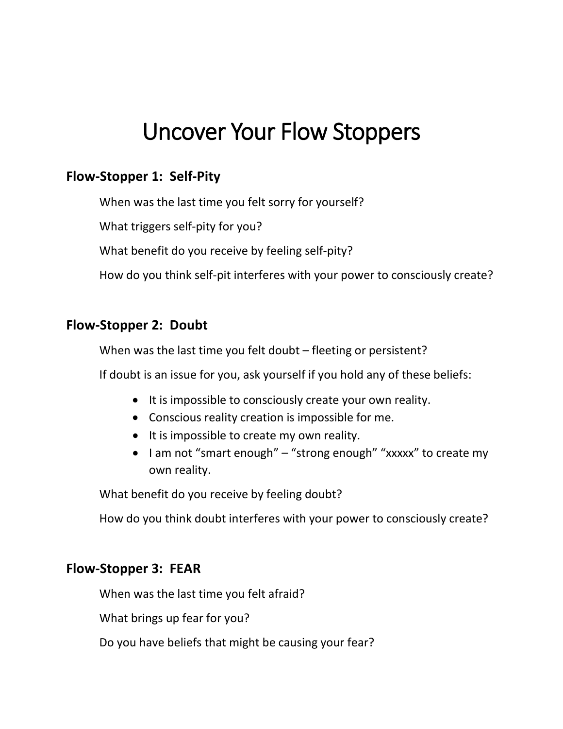# Uncover Your Flow Stoppers

## Flow-Stopper 1: Self-Pity

When was the last time you felt sorry for yourself?

What triggers self-pity for you?

What benefit do you receive by feeling self-pity?

How do you think self-pit interferes with your power to consciously create?

## Flow-Stopper 2: Doubt

When was the last time you felt doubt – fleeting or persistent?

If doubt is an issue for you, ask yourself if you hold any of these beliefs:

- It is impossible to consciously create your own reality.
- Conscious reality creation is impossible for me.
- It is impossible to create my own reality.
- I am not "smart enough" – "strong enough" "xxxxx" to create my own reality.

What benefit do you receive by feeling doubt?

How do you think doubt interferes with your power to consciously create?

## Flow-Stopper 3: FEAR

When was the last time you felt afraid?

What brings up fear for you?

Do you have beliefs that might be causing your fear?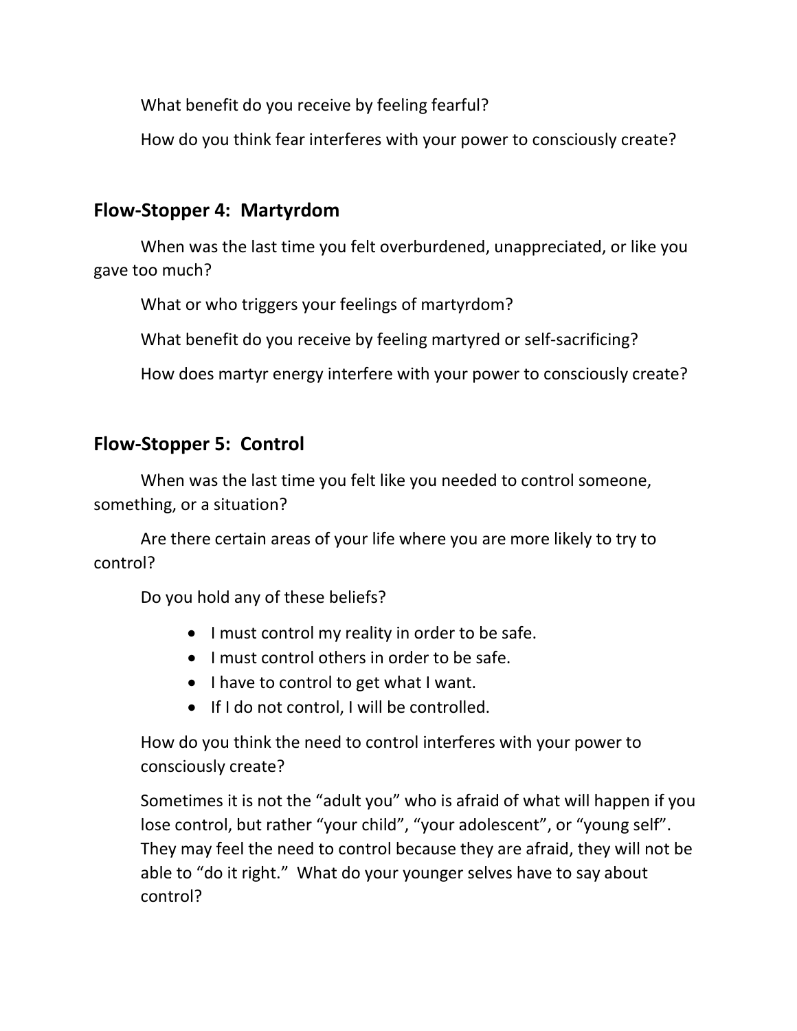What benefit do you receive by feeling fearful?

How do you think fear interferes with your power to consciously create?

## Flow-Stopper 4: Martyrdom

When was the last time you felt overburdened, unappreciated, or like you gave too much?

What or who triggers your feelings of martyrdom?

What benefit do you receive by feeling martyred or self-sacrificing?

How does martyr energy interfere with your power to consciously create?

## Flow-Stopper 5: Control

When was the last time you felt like you needed to control someone, something, or a situation?

Are there certain areas of your life where you are more likely to try to control?

Do you hold any of these beliefs?

- I must control my reality in order to be safe.
- I must control others in order to be safe.
- I have to control to get what I want.
- If I do not control, I will be controlled.

How do you think the need to control interferes with your power to consciously create?

Sometimes it is not the "adult you" who is afraid of what will happen if you lose control, but rather "your child", "your adolescent", or "young self". They may feel the need to control because they are afraid, they will not be able to "do it right." What do your younger selves have to say about control?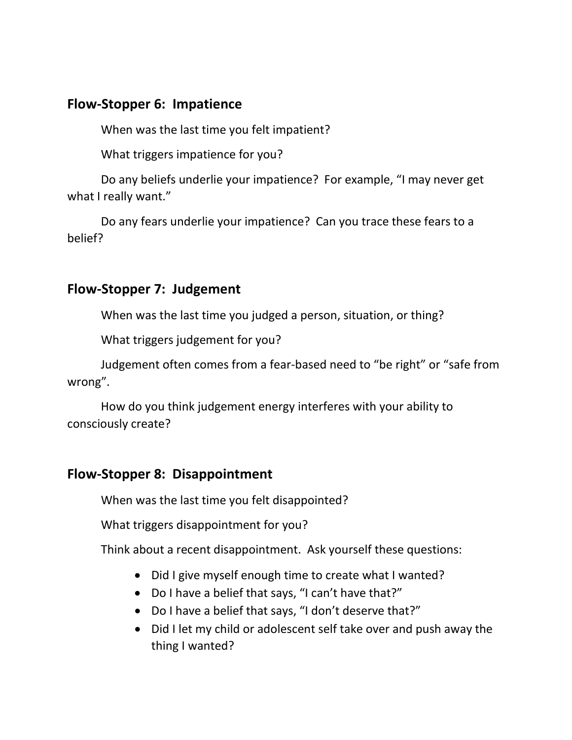## Flow-Stopper 6: Impatience

When was the last time you felt impatient?

What triggers impatience for you?

Do any beliefs underlie your impatience? For example, "I may never get what I really want."

Do any fears underlie your impatience? Can you trace these fears to a belief?

## Flow-Stopper 7: Judgement

When was the last time you judged a person, situation, or thing?

What triggers judgement for you?

Judgement often comes from a fear-based need to "be right" or "safe from wrong".

How do you think judgement energy interferes with your ability to consciously create?

## Flow-Stopper 8: Disappointment

When was the last time you felt disappointed?

What triggers disappointment for you?

Think about a recent disappointment. Ask yourself these questions:

- Did I give myself enough time to create what I wanted?
- Do I have a belief that says, "I can't have that?"
- Do I have a belief that says, "I don't deserve that?"
- Did I let my child or adolescent self take over and push away the thing I wanted?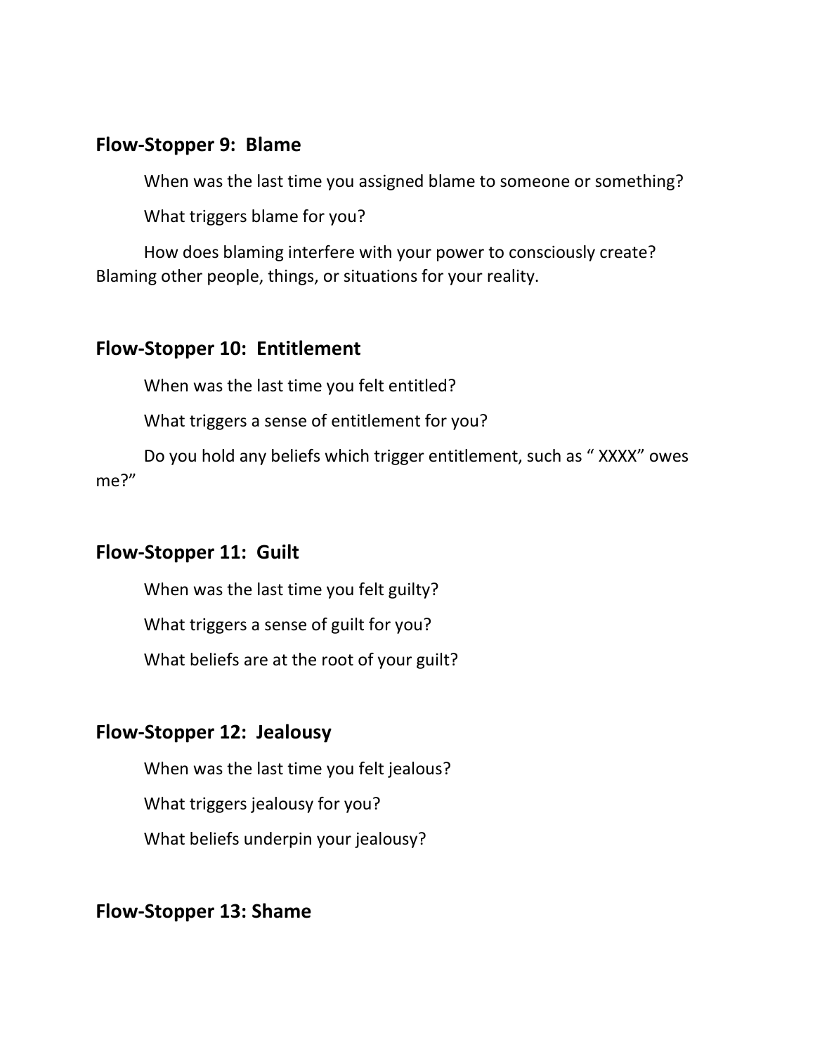## Flow-Stopper 9: Blame

When was the last time you assigned blame to someone or something?

What triggers blame for you?

How does blaming interfere with your power to consciously create? Blaming other people, things, or situations for your reality.

## Flow-Stopper 10: Entitlement

When was the last time you felt entitled?

What triggers a sense of entitlement for you?

Do you hold any beliefs which trigger entitlement, such as " XXXX" owes me?"

## Flow-Stopper 11: Guilt

When was the last time you felt guilty?

What triggers a sense of guilt for you?

What beliefs are at the root of your guilt?

## Flow-Stopper 12: Jealousy

When was the last time you felt jealous?

What triggers jealousy for you?

What beliefs underpin your jealousy?

## Flow-Stopper 13: Shame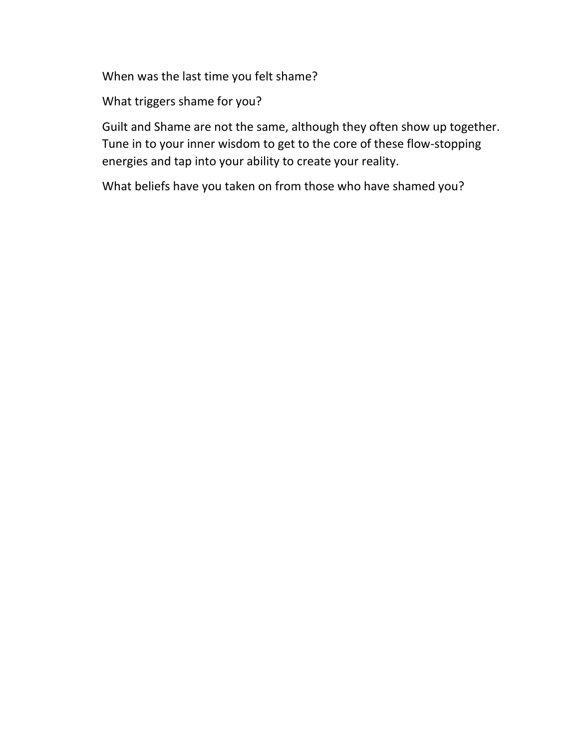When was the last time you felt shame?

What triggers shame for you?

Guilt and Shame are not the same, although they often show up together. Tune in to your inner wisdom to get to the core of these flow-stopping energies and tap into your ability to create your reality.

What beliefs have you taken on from those who have shamed you?